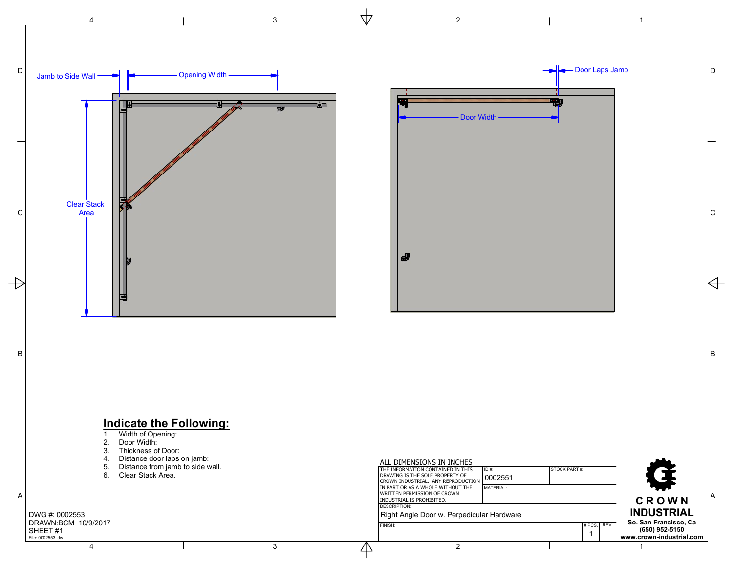Jamb to Side Wall

Opening Width

Clear Stack Area

Door Laps Jamb

Door Width

## Indicate the Following:

1. Width of Opening:
2. Door Width:
3. Thickness of Door:
4. Distance door laps on jamb:
5. Distance from jamb to side wall.
6. Clear Stack Area.

DWG #: 0002553
DRAWN:BCM 10/9/2017
SHEET #1
File: 0002553.idw

ALL DIMENSIONS IN INCHES

| THE INFORMATION CONTAINED IN THIS DRAWING IS THE SOLE PROPERTY OF CROWN INDUSTRIAL. ANY REPRODUCTION IN PART OR AS A WHOLE WITHOUT THE WRITTEN PERMISSION OF CROWN INDUSTRIAL IS PROHIBITED. | ID #: 0002551 | STOCK PART #: |
|---|---|---|
| | MATERIAL: | |
| DESCRIPTION: Right Angle Door w. Perpedicular Hardware | | |
| FINISH: | # PCS. 1 | REV: |

**CROWN INDUSTRIAL**
**So. San Francisco, Ca**
**(650) 952-5150**
**www.crown-industrial.com**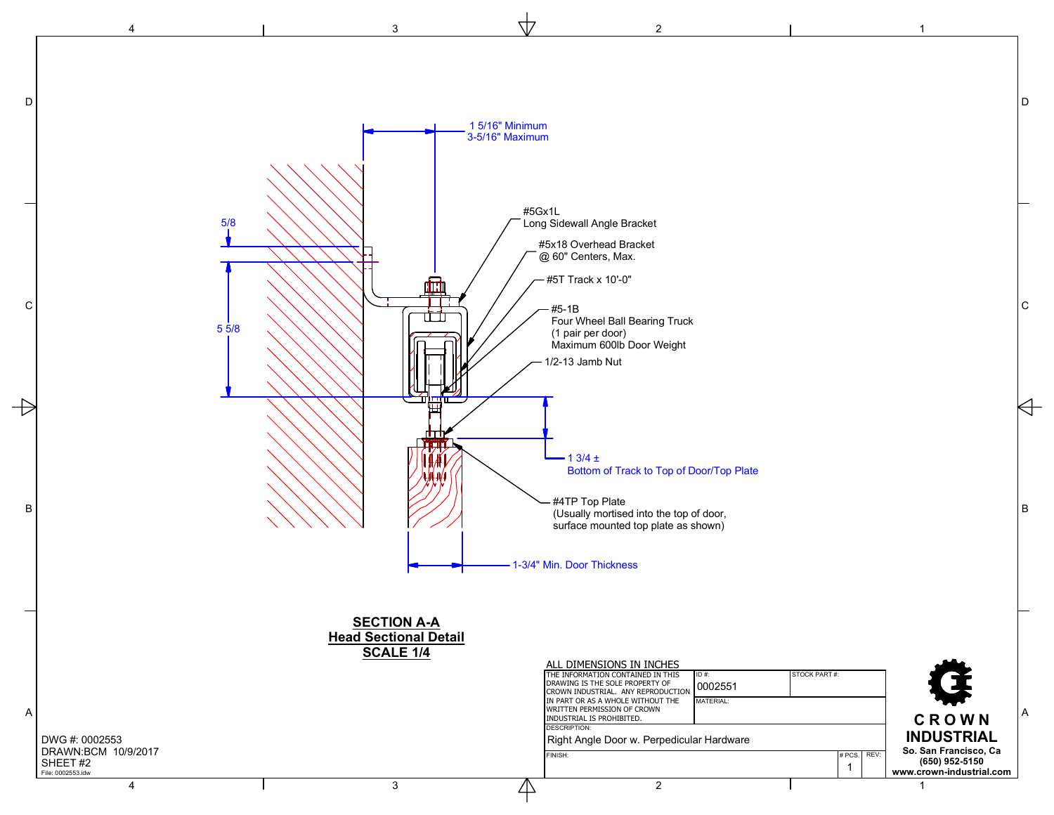1 5/16" Minimum
3-5/16" Maximum

#5Gx1L
Long Sidewall Angle Bracket

#5x18 Overhead Bracket
@ 60" Centers, Max.

#5T Track x 10'-0"

#5-1B
Four Wheel Ball Bearing Truck
(1 pair per door)
Maximum 600lb Door Weight

1/2-13 Jamb Nut

5/8

5 5/8

1 3/4 ±
Bottom of Track to Top of Door/Top Plate

#4TP Top Plate
(Usually mortised into the top of door,
surface mounted top plate as shown)

1-3/4" Min. Door Thickness

**SECTION A-A**
**Head Sectional Detail**
**SCALE 1/4**

ALL DIMENSIONS IN INCHES

| | | |
|---|---|---|
| THE INFORMATION CONTAINED IN THIS DRAWING IS THE SOLE PROPERTY OF CROWN INDUSTRIAL. ANY REPRODUCTION IN PART OR AS A WHOLE WITHOUT THE WRITTEN PERMISSION OF CROWN INDUSTRIAL IS PROHIBITED. | ID #: 0002551 | STOCK PART #: |
| | MATERIAL: | |
| DESCRIPTION: Right Angle Door w. Perpedicular Hardware | | |
| FINISH: | # PCS. 1 | REV: |

**CROWN INDUSTRIAL**
**So. San Francisco, Ca**
**(650) 952-5150**
**www.crown-industrial.com**

DWG #: 0002553
DRAWN:BCM 10/9/2017
SHEET #2
File: 0002553.idw